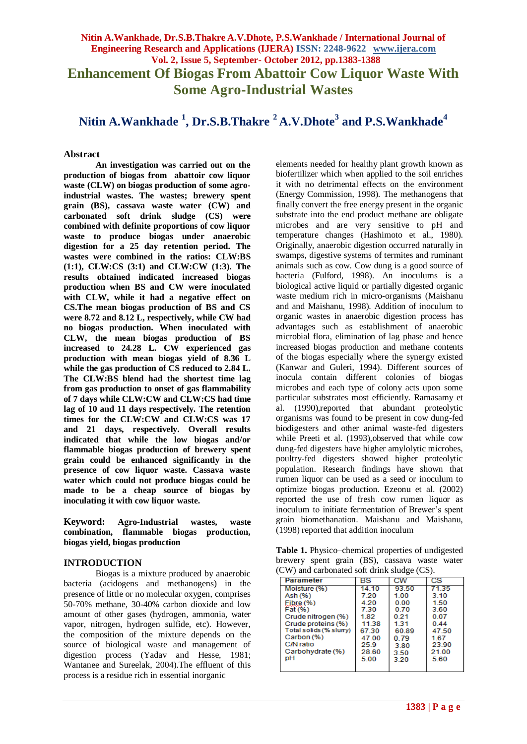# Enhancement Of Biogas From Abattoir Cow Liquor Waste With Some Agro-Industrial Wastes

## Nitin A.Wankhade [1], Dr.S.B.Thakre [2] A.V.Dhote[3] and P.S.Wankhade[4]

### Abstract

**An investigation was carried out on the production of biogas from abattoir cow liquor waste (CLW) on biogas production of some agro-industrial wastes. The wastes; brewery spent grain (BS), cassava waste water (CW) and carbonated soft drink sludge (CS) were combined with definite proportions of cow liquor waste to produce biogas under anaerobic digestion for a 25 day retention period. The wastes were combined in the ratios: CLW:BS (1:1), CLW:CS (3:1) and CLW:CW (1:3). The results obtained indicated increased biogas production when BS and CW were inoculated with CLW, while it had a negative effect on CS.The mean biogas production of BS and CS were 8.72 and 8.12 L, respectively, while CW had no biogas production. When inoculated with CLW, the mean biogas production of BS increased to 24.28 L. CW experienced gas production with mean biogas yield of 8.36 L while the gas production of CS reduced to 2.84 L. The CLW:BS blend had the shortest time lag from gas production to onset of gas flammability of 7 days while CLW:CW and CLW:CS had time lag of 10 and 11 days respectively. The retention times for the CLW:CW and CLW:CS was 17 and 21 days, respectively. Overall results indicated that while the low biogas and/or flammable biogas production of brewery spent grain could be enhanced significantly in the presence of cow liquor waste. Cassava waste water which could not produce biogas could be made to be a cheap source of biogas by inoculating it with cow liquor waste.**

**Keyword: Agro-Industrial wastes, waste combination, flammable biogas production, biogas yield, biogas production**

### INTRODUCTION

Biogas is a mixture produced by anaerobic bacteria (acidogens and methanogens) in the presence of little or no molecular oxygen, comprises 50-70% methane, 30-40% carbon dioxide and low amount of other gases (hydrogen, ammonia, water vapor, nitrogen, hydrogen sulfide, etc). However, the composition of the mixture depends on the source of biological waste and management of digestion process (Yadav and Hesse, 1981; Wantanee and Sureelak, 2004).The effluent of this process is a residue rich in essential inorganic elements needed for healthy plant growth known as biofertilizer which when applied to the soil enriches it with no detrimental effects on the environment (Energy Commission, 1998). The methanogens that finally convert the free energy present in the organic substrate into the end product methane are obligate microbes and are very sensitive to pH and temperature changes (Hashimoto et al., 1980). Originally, anaerobic digestion occurred naturally in swamps, digestive systems of termites and ruminant animals such as cow. Cow dung is a good source of bacteria (Fulford, 1998). An inoculums is a biological active liquid or partially digested organic waste medium rich in micro-organisms (Maishanu and and Maishanu, 1998). Addition of inoculum to organic wastes in anaerobic digestion process has advantages such as establishment of anaerobic microbial flora, elimination of lag phase and hence increased biogas production and methane contents of the biogas especially where the synergy existed (Kanwar and Guleri, 1994). Different sources of inocula contain different colonies of biogas microbes and each type of colony acts upon some particular substrates most efficiently. Ramasamy et al. (1990),reported that abundant proteolytic organisms was found to be present in cow dung-fed biodigesters and other animal waste-fed digesters while Preeti et al. (1993),observed that while cow dung-fed digesters have higher amylolytic microbes, poultry-fed digesters showed higher proteolytic population. Research findings have shown that rumen liquor can be used as a seed or inoculum to optimize biogas production. Ezeonu et al. (2002) reported the use of fresh cow rumen liquor as inoculum to initiate fermentation of Brewer's spent grain biomethanation. Maishanu and Maishanu, (1998) reported that addition inoculum

**Table 1.** Physico–chemical properties of undigested brewery spent grain (BS), cassava waste water (CW) and carbonated soft drink sludge (CS).

| Parameter | BS | CW | CS |
|---|---|---|---|
| Moisture (%) | 14.10 | 93.50 | 71.35 |
| Ash (%) | 7.20 | 1.00 | 3.10 |
| Fibre (%) | 4.20 | 0.00 | 1.50 |
| Fat (%) | 7.30 | 0.70 | 3.60 |
| Crude nitrogen (%) | 1.82 | 0.21 | 0.07 |
| Crude proteins (%) | 11.38 | 1.31 | 0.44 |
| Total solids (% slurry) | 67.30 | 60.89 | 47.50 |
| Carbon (%) | 47.00 | 0.79 | 1.67 |
| C/N ratio | 25.9 | 3.80 | 23.90 |
| Carbohydrate (%) | 28.60 | 3.50 | 21.00 |
| pH | 5.00 | 3.20 | 5.60 |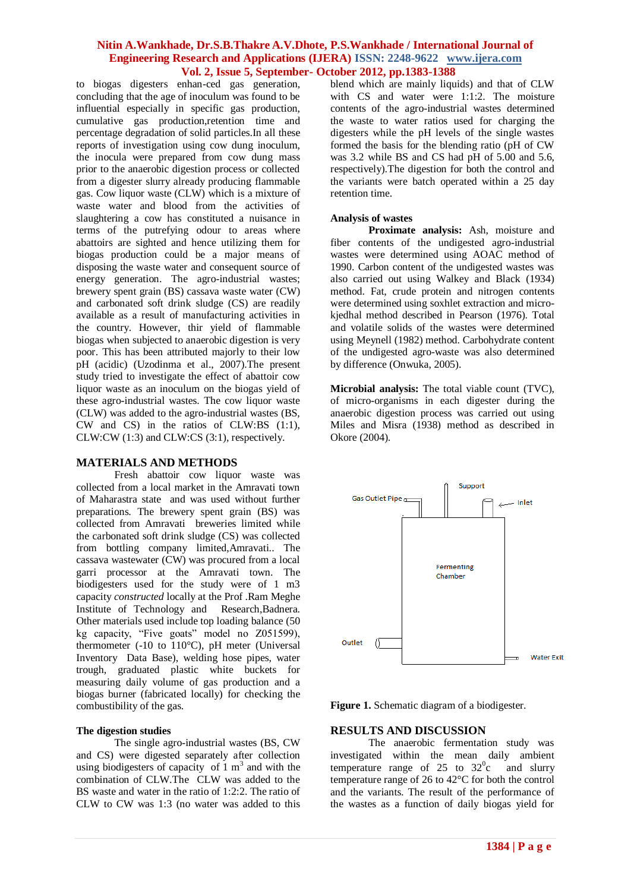to biogas digesters enhan-ced gas generation, concluding that the age of inoculum was found to be influential especially in specific gas production, cumulative gas production,retention time and percentage degradation of solid particles.In all these reports of investigation using cow dung inoculum, the inocula were prepared from cow dung mass prior to the anaerobic digestion process or collected from a digester slurry already producing flammable gas. Cow liquor waste (CLW) which is a mixture of waste water and blood from the activities of slaughtering a cow has constituted a nuisance in terms of the putrefying odour to areas where abattoirs are sighted and hence utilizing them for biogas production could be a major means of disposing the waste water and consequent source of energy generation. The agro-industrial wastes; brewery spent grain (BS) cassava waste water (CW) and carbonated soft drink sludge (CS) are readily available as a result of manufacturing activities in the country. However, thir yield of flammable biogas when subjected to anaerobic digestion is very poor. This has been attributed majorly to their low pH (acidic) (Uzodinma et al., 2007).The present study tried to investigate the effect of abattoir cow liquor waste as an inoculum on the biogas yield of these agro-industrial wastes. The cow liquor waste (CLW) was added to the agro-industrial wastes (BS, CW and CS) in the ratios of CLW:BS (1:1), CLW:CW (1:3) and CLW:CS (3:1), respectively.

## MATERIALS AND METHODS

Fresh abattoir cow liquor waste was collected from a local market in the Amravati town of Maharastra state and was used without further preparations. The brewery spent grain (BS) was collected from Amravati breweries limited while the carbonated soft drink sludge (CS) was collected from bottling company limited,Amravati.. The cassava wastewater (CW) was procured from a local garri processor at the Amravati town. The biodigesters used for the study were of 1 m3 capacity *constructed* locally at the Prof .Ram Meghe Institute of Technology and Research,Badnera. Other materials used include top loading balance (50 kg capacity, "Five goats" model no Z051599), thermometer (-10 to 110°C), pH meter (Universal Inventory Data Base), welding hose pipes, water trough, graduated plastic white buckets for measuring daily volume of gas production and a biogas burner (fabricated locally) for checking the combustibility of the gas.

### The digestion studies

The single agro-industrial wastes (BS, CW and CS) were digested separately after collection using biodigesters of capacity of 1 $m^3$ and with the combination of CLW.The CLW was added to the BS waste and water in the ratio of 1:2:2. The ratio of CLW to CW was 1:3 (no water was added to this blend which are mainly liquids) and that of CLW with CS and water were 1:1:2. The moisture contents of the agro-industrial wastes determined the waste to water ratios used for charging the digesters while the pH levels of the single wastes formed the basis for the blending ratio (pH of CW was 3.2 while BS and CS had pH of 5.00 and 5.6, respectively).The digestion for both the control and the variants were batch operated within a 25 day retention time.

### Analysis of wastes

**Proximate analysis:** Ash, moisture and fiber contents of the undigested agro-industrial wastes were determined using AOAC method of 1990. Carbon content of the undigested wastes was also carried out using Walkey and Black (1934) method. Fat, crude protein and nitrogen contents were determined using soxhlet extraction and micro-kjedhal method described in Pearson (1976). Total and volatile solids of the wastes were determined using Meynell (1982) method. Carbohydrate content of the undigested agro-waste was also determined by difference (Onwuka, 2005).

**Microbial analysis:** The total viable count (TVC), of micro-organisms in each digester during the anaerobic digestion process was carried out using Miles and Misra (1938) method as described in Okore (2004).

Support

Gas Outlet Pipe

Inlet

Fermenting Chamber

Outlet

Water Exit

**Figure 1.** Schematic diagram of a biodigester.

## RESULTS AND DISCUSSION

The anaerobic fermentation study was investigated within the mean daily ambient temperature range of 25 to $32^0$c and slurry temperature range of 26 to 42°C for both the control and the variants. The result of the performance of the wastes as a function of daily biogas yield for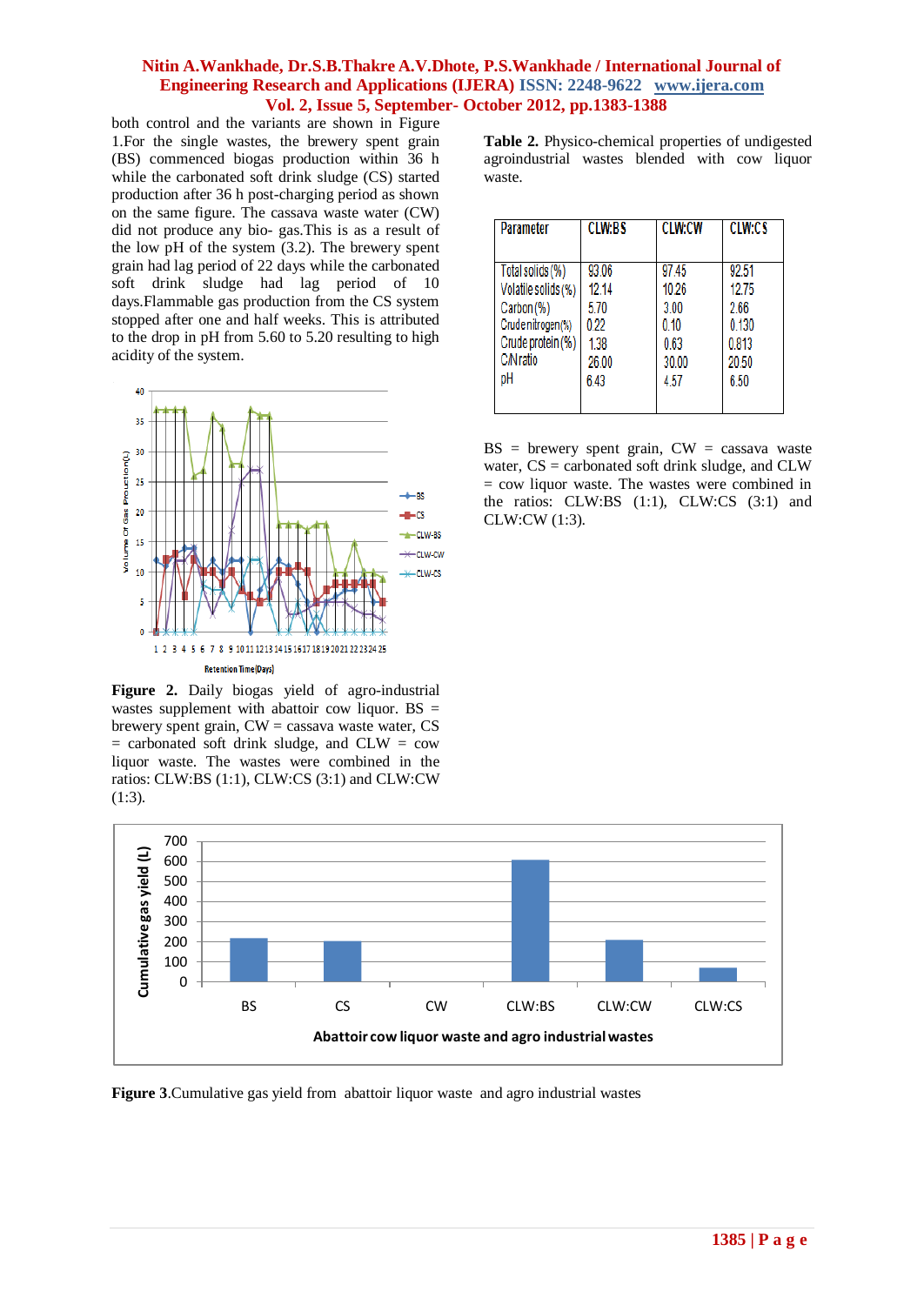both control and the variants are shown in Figure 1.For the single wastes, the brewery spent grain (BS) commenced biogas production within 36 h while the carbonated soft drink sludge (CS) started production after 36 h post-charging period as shown on the same figure. The cassava waste water (CW) did not produce any bio- gas.This is as a result of the low pH of the system (3.2). The brewery spent grain had lag period of 22 days while the carbonated soft drink sludge had lag period of 10 days.Flammable gas production from the CS system stopped after one and half weeks. This is attributed to the drop in pH from 5.60 to 5.20 resulting to high acidity of the system.

**Figure 2.** Daily biogas yield of agro-industrial wastes supplement with abattoir cow liquor. BS = brewery spent grain, CW = cassava waste water, CS = carbonated soft drink sludge, and CLW = cow liquor waste. The wastes were combined in the ratios: CLW:BS (1:1), CLW:CS (3:1) and CLW:CW (1:3).

**Table 2.** Physico-chemical properties of undigested agroindustrial wastes blended with cow liquor waste.

| Parameter | CLW:BS | CLW:CW | CLW:CS |
|---|---|---|---|
| Total solids (%) | 93.06 | 97.45 | 92.51 |
| Volatile solids (%) | 12.14 | 10.26 | 12.75 |
| Carbon (%) | 5.70 | 3.00 | 2.66 |
| Crude nitrogen (%) | 0.22 | 0.10 | 0.130 |
| Crude protein (%) | 1.38 | 0.63 | 0.813 |
| C/N ratio | 26.00 | 30.00 | 20.50 |
| pH | 6.43 | 4.57 | 6.50 |

BS = brewery spent grain, CW = cassava waste water, CS = carbonated soft drink sludge, and CLW = cow liquor waste. The wastes were combined in the ratios: CLW:BS (1:1), CLW:CS (3:1) and CLW:CW (1:3).

**Figure 3**.Cumulative gas yield from abattoir liquor waste and agro industrial wastes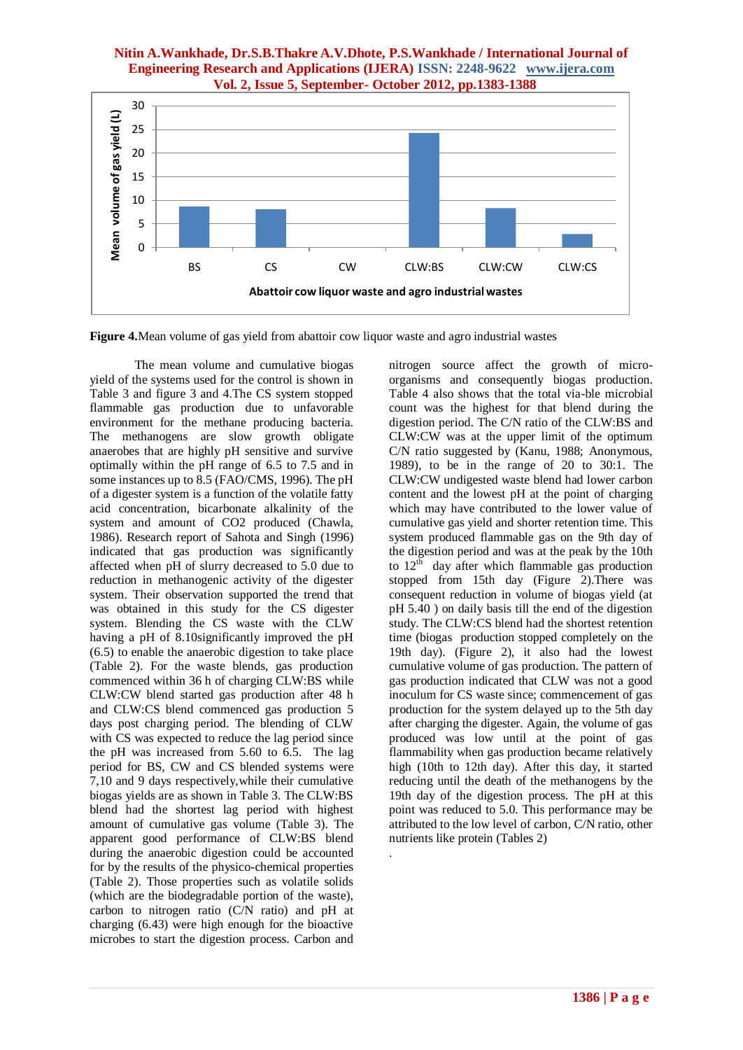**Figure 4.**Mean volume of gas yield from abattoir cow liquor waste and agro industrial wastes

The mean volume and cumulative biogas yield of the systems used for the control is shown in Table 3 and figure 3 and 4.The CS system stopped flammable gas production due to unfavorable environment for the methane producing bacteria. The methanogens are slow growth obligate anaerobes that are highly pH sensitive and survive optimally within the pH range of 6.5 to 7.5 and in some instances up to 8.5 (FAO/CMS, 1996). The pH of a digester system is a function of the volatile fatty acid concentration, bicarbonate alkalinity of the system and amount of CO2 produced (Chawla, 1986). Research report of Sahota and Singh (1996) indicated that gas production was significantly affected when pH of slurry decreased to 5.0 due to reduction in methanogenic activity of the digester system. Their observation supported the trend that was obtained in this study for the CS digester system. Blending the CS waste with the CLW having a pH of 8.10significantly improved the pH (6.5) to enable the anaerobic digestion to take place (Table 2). For the waste blends, gas production commenced within 36 h of charging CLW:BS while CLW:CW blend started gas production after 48 h and CLW:CS blend commenced gas production 5 days post charging period. The blending of CLW with CS was expected to reduce the lag period since the pH was increased from 5.60 to 6.5. The lag period for BS, CW and CS blended systems were 7,10 and 9 days respectively,while their cumulative biogas yields are as shown in Table 3. The CLW:BS blend had the shortest lag period with highest amount of cumulative gas volume (Table 3). The apparent good performance of CLW:BS blend during the anaerobic digestion could be accounted for by the results of the physico-chemical properties (Table 2). Those properties such as volatile solids (which are the biodegradable portion of the waste), carbon to nitrogen ratio (C/N ratio) and pH at charging (6.43) were high enough for the bioactive microbes to start the digestion process. Carbon and nitrogen source affect the growth of micro-organisms and consequently biogas production. Table 4 also shows that the total via-ble microbial count was the highest for that blend during the digestion period. The C/N ratio of the CLW:BS and CLW:CW was at the upper limit of the optimum C/N ratio suggested by (Kanu, 1988; Anonymous, 1989), to be in the range of 20 to 30:1. The CLW:CW undigested waste blend had lower carbon content and the lowest pH at the point of charging which may have contributed to the lower value of cumulative gas yield and shorter retention time. This system produced flammable gas on the 9th day of the digestion period and was at the peak by the 10th to 12$^{th}$ day after which flammable gas production stopped from 15th day (Figure 2).There was consequent reduction in volume of biogas yield (at pH 5.40 ) on daily basis till the end of the digestion study. The CLW:CS blend had the shortest retention time (biogas production stopped completely on the 19th day). (Figure 2), it also had the lowest cumulative volume of gas production. The pattern of gas production indicated that CLW was not a good inoculum for CS waste since; commencement of gas production for the system delayed up to the 5th day after charging the digester. Again, the volume of gas produced was low until at the point of gas flammability when gas production became relatively high (10th to 12th day). After this day, it started reducing until the death of the methanogens by the 19th day of the digestion process. The pH at this point was reduced to 5.0. This performance may be attributed to the low level of carbon, C/N ratio, other nutrients like protein (Tables 2)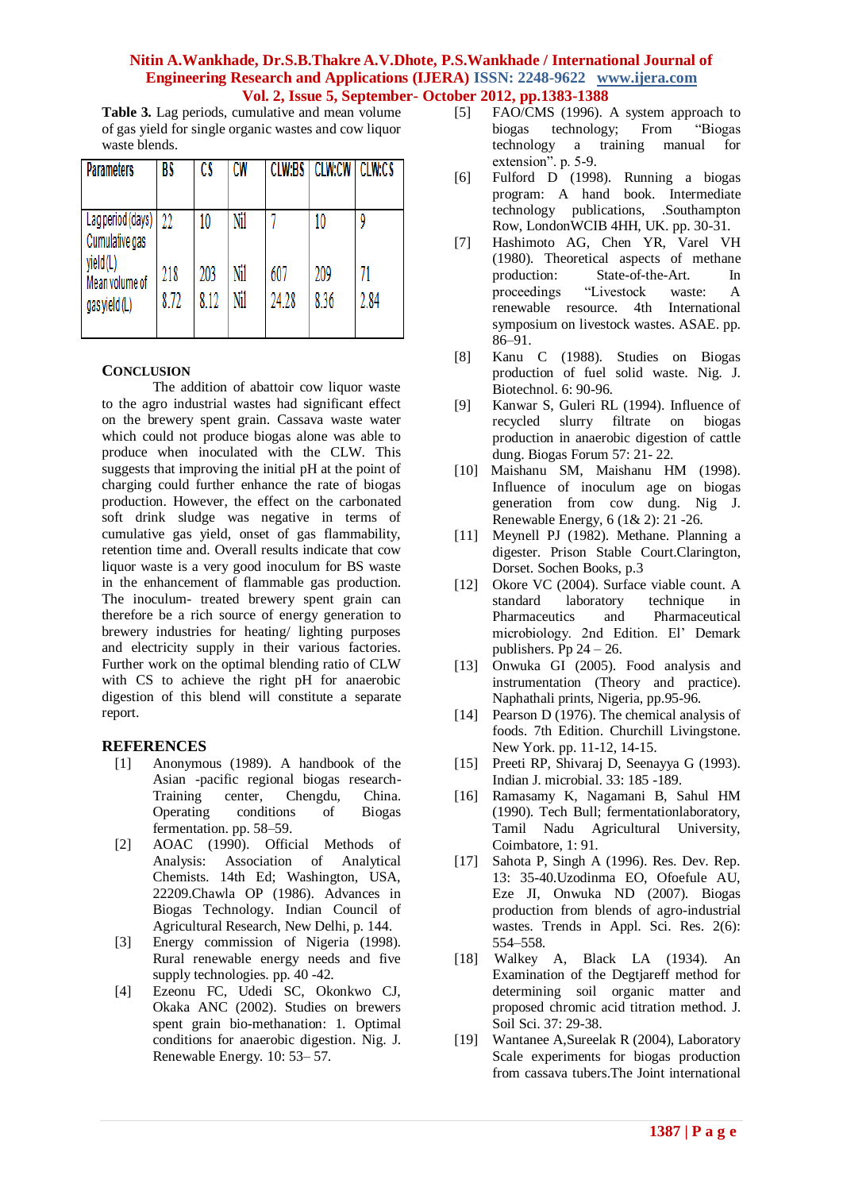**Table 3.** Lag periods, cumulative and mean volume of gas yield for single organic wastes and cow liquor waste blends.

| Parameters | BS | CS | CW | CLW:BS | CLW:CW | CLW:CS |
|---|---|---|---|---|---|---|
| Lag period (days) | 22 | 10 | Nil | 7 | 10 | 9 |
| Cumulative gas yield (L) | 218 | 203 | Nil | 607 | 209 | 71 |
| Mean volume of gas yield (L) | 8.72 | 8.12 | Nil | 24.28 | 8.36 | 2.84 |

## CONCLUSION

The addition of abattoir cow liquor waste to the agro industrial wastes had significant effect on the brewery spent grain. Cassava waste water which could not produce biogas alone was able to produce when inoculated with the CLW. This suggests that improving the initial pH at the point of charging could further enhance the rate of biogas production. However, the effect on the carbonated soft drink sludge was negative in terms of cumulative gas yield, onset of gas flammability, retention time and. Overall results indicate that cow liquor waste is a very good inoculum for BS waste in the enhancement of flammable gas production. The inoculum- treated brewery spent grain can therefore be a rich source of energy generation to brewery industries for heating/ lighting purposes and electricity supply in their various factories. Further work on the optimal blending ratio of CLW with CS to achieve the right pH for anaerobic digestion of this blend will constitute a separate report.

## REFERENCES

[1] Anonymous (1989). A handbook of the Asian -pacific regional biogas research- Training center, Chengdu, China. Operating conditions of Biogas fermentation. pp. 58–59.

[2] AOAC (1990). Official Methods of Analysis: Association of Analytical Chemists. 14th Ed; Washington, USA, 22209.Chawla OP (1986). Advances in Biogas Technology. Indian Council of Agricultural Research, New Delhi, p. 144.

[3] Energy commission of Nigeria (1998). Rural renewable energy needs and five supply technologies. pp. 40 -42.

[4] Ezeonu FC, Udedi SC, Okonkwo CJ, Okaka ANC (2002). Studies on brewers spent grain bio-methanation: 1. Optimal conditions for anaerobic digestion. Nig. J. Renewable Energy. 10: 53– 57.

[5] FAO/CMS (1996). A system approach to biogas technology; From "Biogas technology a training manual for extension". p. 5-9.

[6] Fulford D (1998). Running a biogas program: A hand book. Intermediate technology publications, .Southampton Row, LondonWCIB 4HH, UK. pp. 30-31.

[7] Hashimoto AG, Chen YR, Varel VH (1980). Theoretical aspects of methane production: State-of-the-Art. In proceedings "Livestock waste: A renewable resource. 4th International symposium on livestock wastes. ASAE. pp. 86–91.

[8] Kanu C (1988). Studies on Biogas production of fuel solid waste. Nig. J. Biotechnol. 6: 90-96.

[9] Kanwar S, Guleri RL (1994). Influence of recycled slurry filtrate on biogas production in anaerobic digestion of cattle dung. Biogas Forum 57: 21- 22.

[10] Maishanu SM, Maishanu HM (1998). Influence of inoculum age on biogas generation from cow dung. Nig J. Renewable Energy, 6 (1& 2): 21 -26.

[11] Meynell PJ (1982). Methane. Planning a digester. Prison Stable Court.Clarington, Dorset. Sochen Books, p.3

[12] Okore VC (2004). Surface viable count. A standard laboratory technique in Pharmaceutics and Pharmaceutical microbiology. 2nd Edition. El' Demark publishers. Pp 24 – 26.

[13] Onwuka GI (2005). Food analysis and instrumentation (Theory and practice). Naphathali prints, Nigeria, pp.95-96.

[14] Pearson D (1976). The chemical analysis of foods. 7th Edition. Churchill Livingstone. New York. pp. 11-12, 14-15.

[15] Preeti RP, Shivaraj D, Seenayya G (1993). Indian J. microbial. 33: 185 -189.

[16] Ramasamy K, Nagamani B, Sahul HM (1990). Tech Bull; fermentationlaboratory, Tamil Nadu Agricultural University, Coimbatore, 1: 91.

[17] Sahota P, Singh A (1996). Res. Dev. Rep. 13: 35-40.Uzodinma EO, Ofoefule AU, Eze JI, Onwuka ND (2007). Biogas production from blends of agro-industrial wastes. Trends in Appl. Sci. Res. 2(6): 554–558.

[18] Walkey A, Black LA (1934). An Examination of the Degtjareff method for determining soil organic matter and proposed chromic acid titration method. J. Soil Sci. 37: 29-38.

[19] Wantanee A,Sureelak R (2004), Laboratory Scale experiments for biogas production from cassava tubers.The Joint international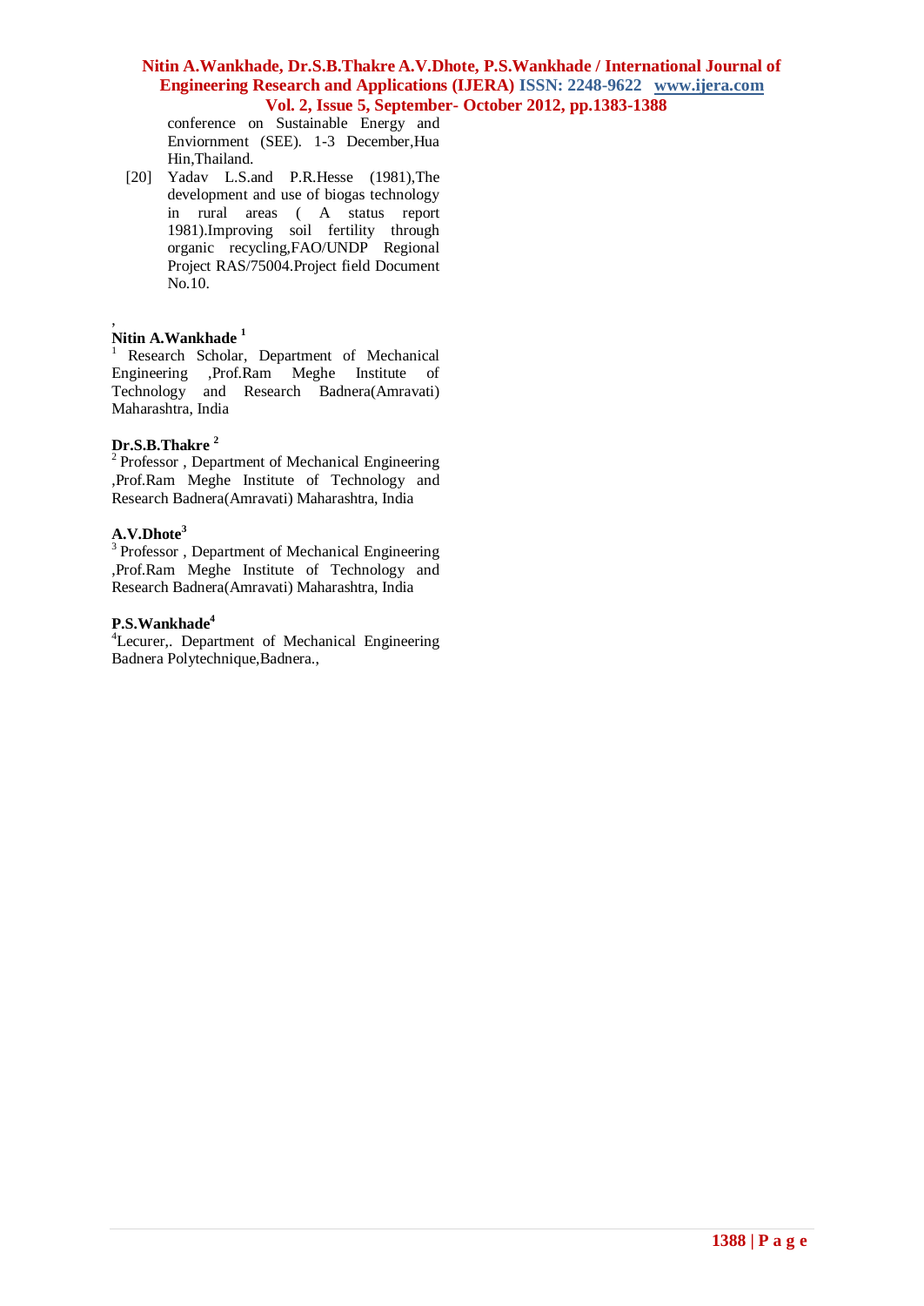conference on Sustainable Energy and Enviornment (SEE). 1-3 December,Hua Hin,Thailand.

[20] Yadav L.S.and P.R.Hesse (1981),The development and use of biogas technology in rural areas ( A status report 1981).Improving soil fertility through organic recycling,FAO/UNDP Regional Project RAS/75004.Project field Document No.10.

,

**Nitin A.Wankhade [1]**

[1] Research Scholar, Department of Mechanical Engineering ,Prof.Ram Meghe Institute of Technology and Research Badnera(Amravati) Maharashtra, India

**Dr.S.B.Thakre [2]**

[2] Professor , Department of Mechanical Engineering ,Prof.Ram Meghe Institute of Technology and Research Badnera(Amravati) Maharashtra, India

**A.V.Dhote[3]**

[3] Professor , Department of Mechanical Engineering ,Prof.Ram Meghe Institute of Technology and Research Badnera(Amravati) Maharashtra, India

**P.S.Wankhade[4]**

[4]Lecurer,. Department of Mechanical Engineering Badnera Polytechnique,Badnera.,